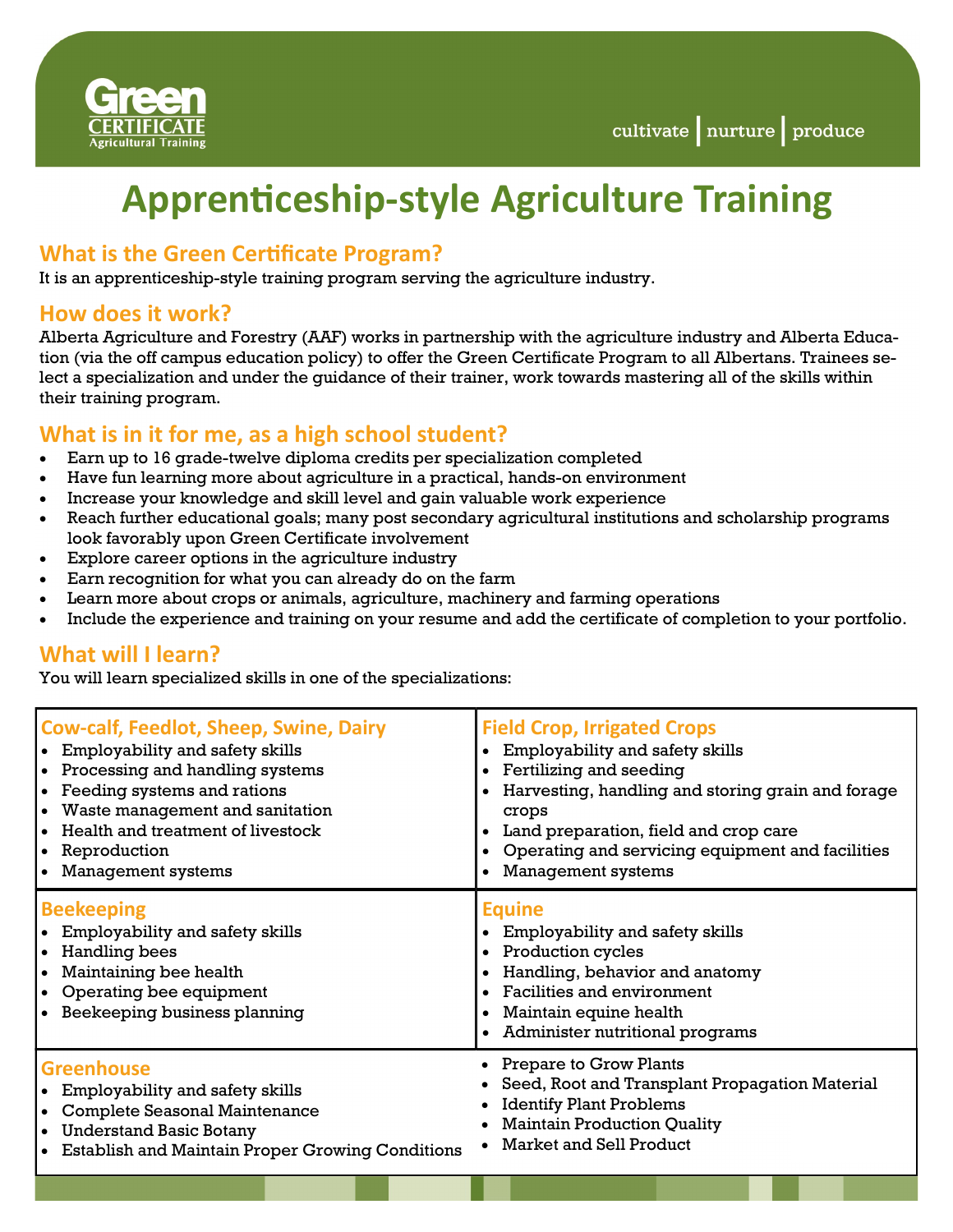Green CERTIFICATE Agricultural Training

cultivate | nurture | produce

# Apprenticeship-style Agriculture Training

## What is the Green Certificate Program?

It is an apprenticeship-style training program serving the agriculture industry.

## How does it work?

Alberta Agriculture and Forestry (AAF) works in partnership with the agriculture industry and Alberta Education (via the off campus education policy) to offer the Green Certificate Program to all Albertans. Trainees select a specialization and under the guidance of their trainer, work towards mastering all of the skills within their training program.

## What is in it for me, as a high school student?

- Earn up to 16 grade-twelve diploma credits per specialization completed
- Have fun learning more about agriculture in a practical, hands-on environment
- Increase your knowledge and skill level and gain valuable work experience
- Reach further educational goals; many post secondary agricultural institutions and scholarship programs look favorably upon Green Certificate involvement
- Explore career options in the agriculture industry
- Earn recognition for what you can already do on the farm
- Learn more about crops or animals, agriculture, machinery and farming operations
- Include the experience and training on your resume and add the certificate of completion to your portfolio.

## What will I learn?

You will learn specialized skills in one of the specializations:

### Cow-calf, Feedlot, Sheep, Swine, Dairy

- Employability and safety skills
- Processing and handling systems
- Feeding systems and rations
- Waste management and sanitation
- Health and treatment of livestock
- Reproduction
- Management systems

### Field Crop, Irrigated Crops

- Employability and safety skills
- Fertilizing and seeding
- Harvesting, handling and storing grain and forage crops
- Land preparation, field and crop care
- Operating and servicing equipment and facilities
- Management systems

### Beekeeping

- Employability and safety skills
- Handling bees
- Maintaining bee health
- Operating bee equipment
- Beekeeping business planning

### Equine

- Employability and safety skills
- Production cycles
- Handling, behavior and anatomy
- Facilities and environment
- Maintain equine health
- Administer nutritional programs

### Greenhouse

- Employability and safety skills
- Complete Seasonal Maintenance
- Understand Basic Botany
- Establish and Maintain Proper Growing Conditions
- Prepare to Grow Plants
- Seed, Root and Transplant Propagation Material
- Identify Plant Problems
- Maintain Production Quality
- Market and Sell Product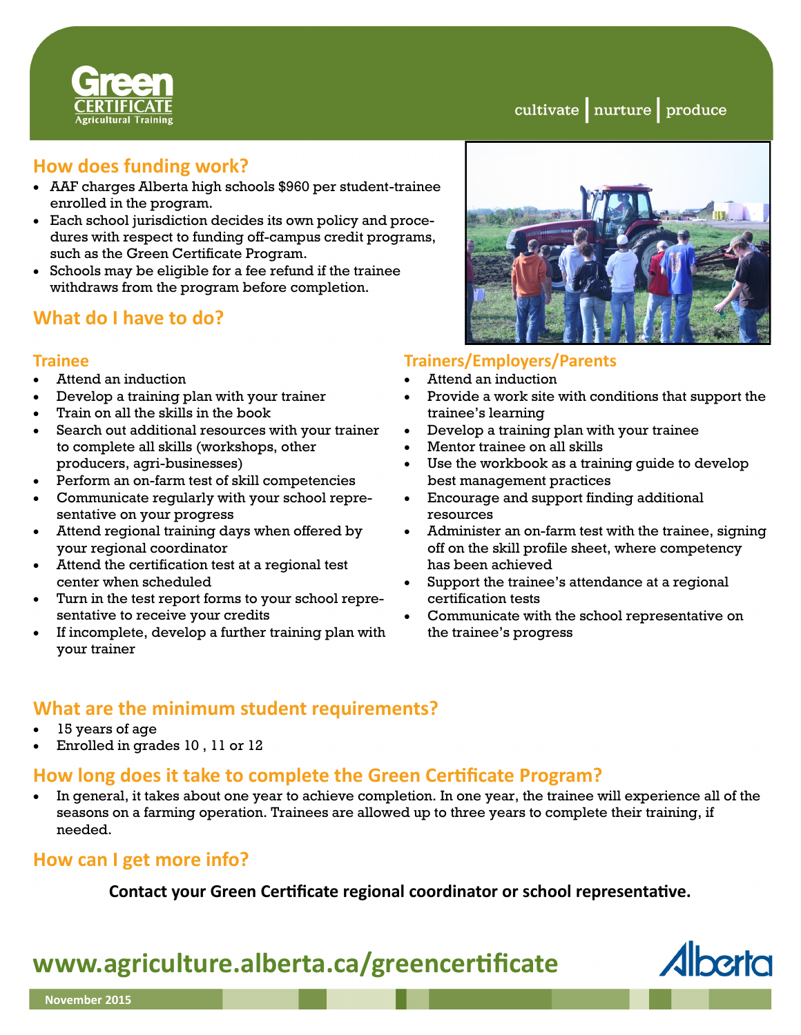Green CERTIFICATE Agricultural Training

cultivate | nurture | produce

## How does funding work?

- AAF charges Alberta high schools $960 per student-trainee enrolled in the program.
- Each school jurisdiction decides its own policy and procedures with respect to funding off-campus credit programs, such as the Green Certificate Program.
- Schools may be eligible for a fee refund if the trainee withdraws from the program before completion.

## What do I have to do?

### Trainee

- Attend an induction
- Develop a training plan with your trainer
- Train on all the skills in the book
- Search out additional resources with your trainer to complete all skills (workshops, other producers, agri-businesses)
- Perform an on-farm test of skill competencies
- Communicate regularly with your school representative on your progress
- Attend regional training days when offered by your regional coordinator
- Attend the certification test at a regional test center when scheduled
- Turn in the test report forms to your school representative to receive your credits
- If incomplete, develop a further training plan with your trainer

### Trainers/Employers/Parents

- Attend an induction
- Provide a work site with conditions that support the trainee's learning
- Develop a training plan with your trainee
- Mentor trainee on all skills
- Use the workbook as a training guide to develop best management practices
- Encourage and support finding additional resources
- Administer an on-farm test with the trainee, signing off on the skill profile sheet, where competency has been achieved
- Support the trainee's attendance at a regional certification tests
- Communicate with the school representative on the trainee's progress

## What are the minimum student requirements?

- 15 years of age
- Enrolled in grades 10 , 11 or 12

## How long does it take to complete the Green Certificate Program?

- In general, it takes about one year to achieve completion. In one year, the trainee will experience all of the seasons on a farming operation. Trainees are allowed up to three years to complete their training, if needed.

## How can I get more info?

**Contact your Green Certificate regional coordinator or school representative.**

## www.agriculture.alberta.ca/greencertificate

Alberta

November 2015